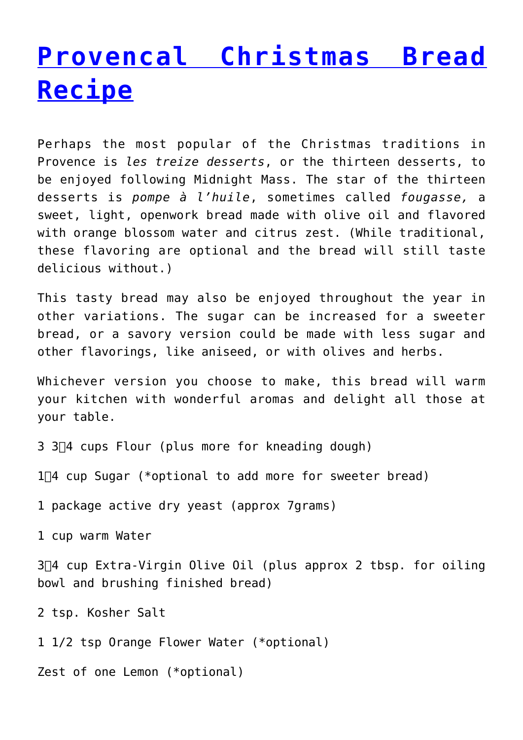# [Provencal Christmas Bread Recipe]

Perhaps the most popular of the Christmas traditions in Provence is *les treize desserts*, or the thirteen desserts, to be enjoyed following Midnight Mass. The star of the thirteen desserts is *pompe à l'huile*, sometimes called *fougasse,* a sweet, light, openwork bread made with olive oil and flavored with orange blossom water and citrus zest. (While traditional, these flavoring are optional and the bread will still taste delicious without.)

This tasty bread may also be enjoyed throughout the year in other variations. The sugar can be increased for a sweeter bread, or a savory version could be made with less sugar and other flavorings, like aniseed, or with olives and herbs.

Whichever version you choose to make, this bread will warm your kitchen with wonderful aromas and delight all those at your table.

3 3⁄4 cups Flour (plus more for kneading dough)

1⁄4 cup Sugar (*optional to add more for sweeter bread)

1 package active dry yeast (approx 7grams)

1 cup warm Water

3⁄4 cup Extra-Virgin Olive Oil (plus approx 2 tbsp. for oiling bowl and brushing finished bread)

2 tsp. Kosher Salt

1 1/2 tsp Orange Flower Water (*optional)

Zest of one Lemon (*optional)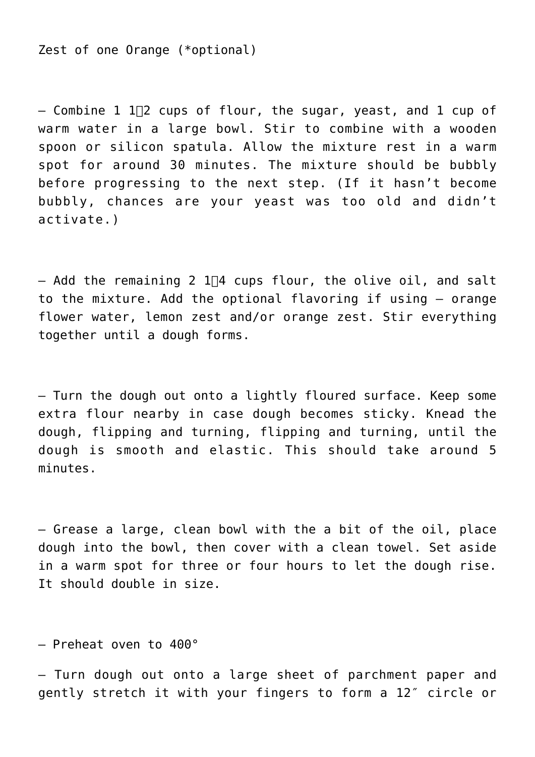Zest of one Orange (*optional)

– Combine 1 1⁄2 cups of flour, the sugar, yeast, and 1 cup of warm water in a large bowl. Stir to combine with a wooden spoon or silicon spatula. Allow the mixture rest in a warm spot for around 30 minutes. The mixture should be bubbly before progressing to the next step. (If it hasn't become bubbly, chances are your yeast was too old and didn't activate.)

– Add the remaining 2 1⁄4 cups flour, the olive oil, and salt to the mixture. Add the optional flavoring if using – orange flower water, lemon zest and/or orange zest. Stir everything together until a dough forms.

– Turn the dough out onto a lightly floured surface. Keep some extra flour nearby in case dough becomes sticky. Knead the dough, flipping and turning, flipping and turning, until the dough is smooth and elastic. This should take around 5 minutes.

– Grease a large, clean bowl with the a bit of the oil, place dough into the bowl, then cover with a clean towel. Set aside in a warm spot for three or four hours to let the dough rise. It should double in size.

– Preheat oven to 400°

– Turn dough out onto a large sheet of parchment paper and gently stretch it with your fingers to form a 12″ circle or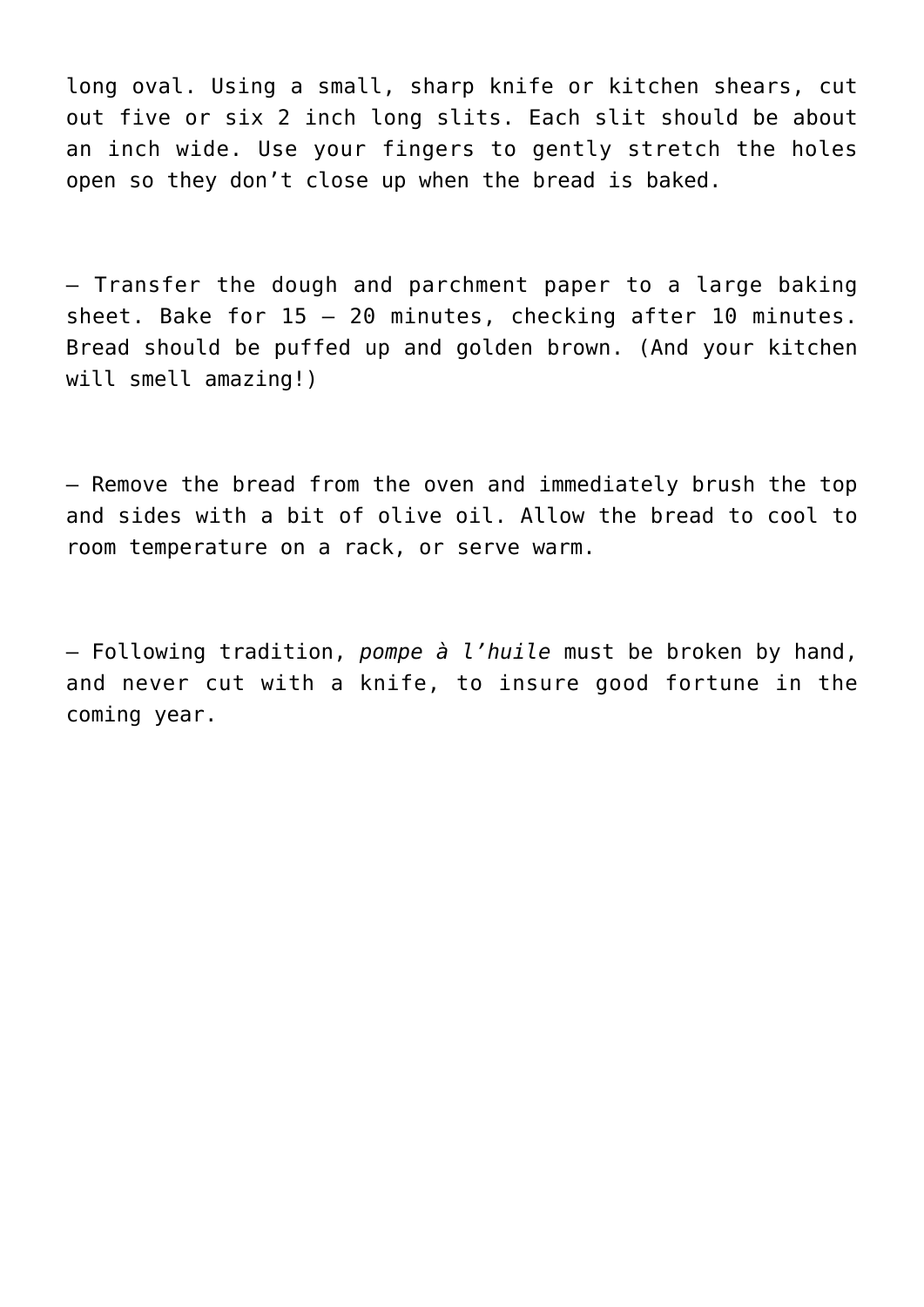long oval. Using a small, sharp knife or kitchen shears, cut out five or six 2 inch long slits. Each slit should be about an inch wide. Use your fingers to gently stretch the holes open so they don't close up when the bread is baked.

– Transfer the dough and parchment paper to a large baking sheet. Bake for 15 – 20 minutes, checking after 10 minutes. Bread should be puffed up and golden brown. (And your kitchen will smell amazing!)

– Remove the bread from the oven and immediately brush the top and sides with a bit of olive oil. Allow the bread to cool to room temperature on a rack, or serve warm.

– Following tradition, *pompe à l'huile* must be broken by hand, and never cut with a knife, to insure good fortune in the coming year.